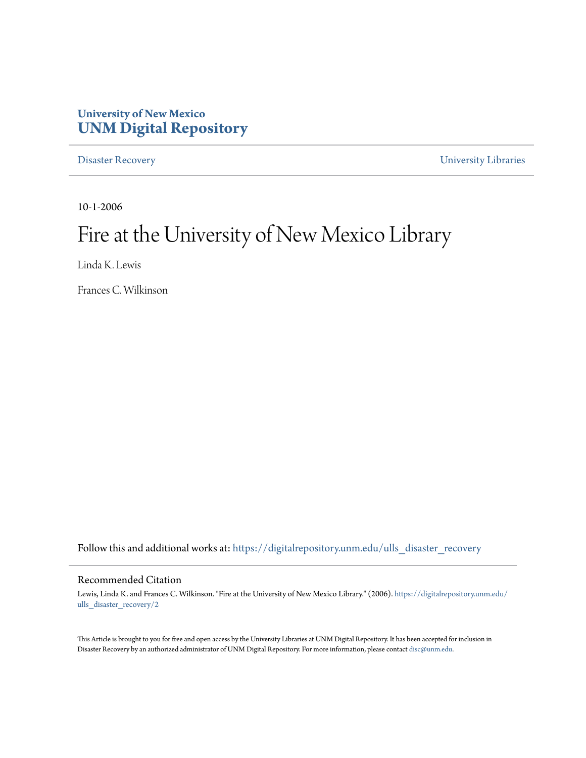University of New Mexico
**UNM Digital Repository**

Disaster Recovery | University Libraries

10-1-2006

# Fire at the University of New Mexico Library

Linda K. Lewis

Frances C. Wilkinson

Follow this and additional works at: https://digitalrepository.unm.edu/ulls_disaster_recovery

## Recommended Citation

Lewis, Linda K. and Frances C. Wilkinson. "Fire at the University of New Mexico Library." (2006). https://digitalrepository.unm.edu/ulls_disaster_recovery/2

This Article is brought to you for free and open access by the University Libraries at UNM Digital Repository. It has been accepted for inclusion in Disaster Recovery by an authorized administrator of UNM Digital Repository. For more information, please contact disc@unm.edu.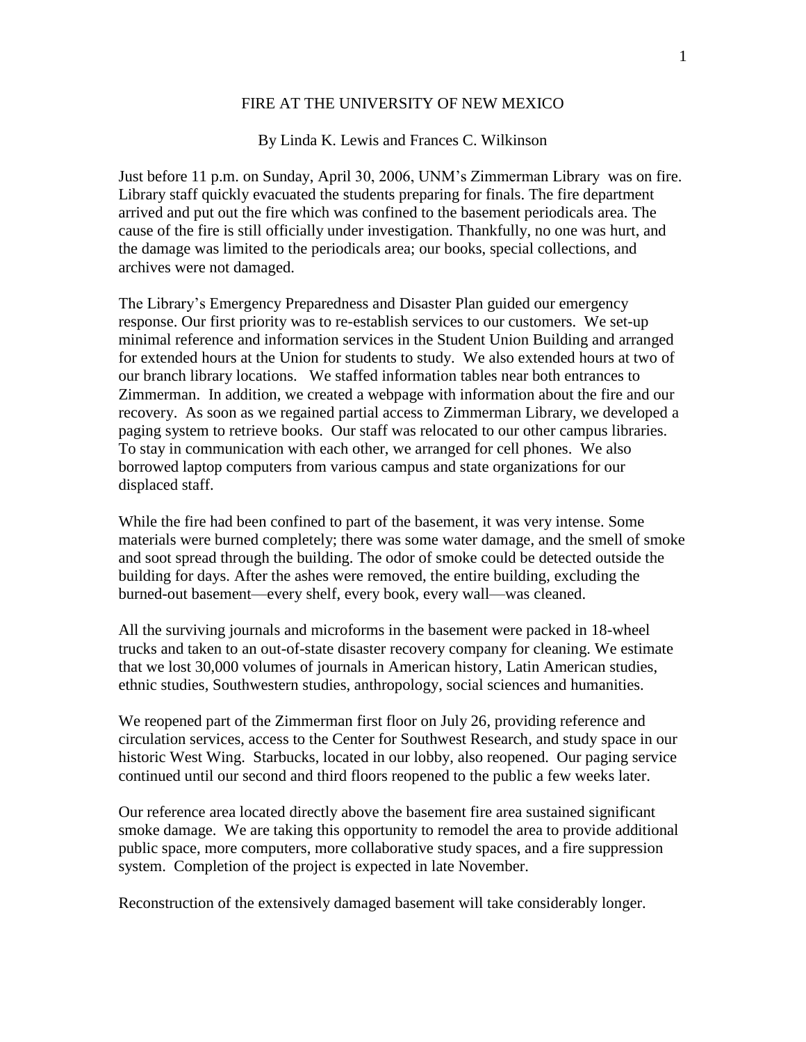# FIRE AT THE UNIVERSITY OF NEW MEXICO

By Linda K. Lewis and Frances C. Wilkinson

Just before 11 p.m. on Sunday, April 30, 2006, UNM's Zimmerman Library was on fire. Library staff quickly evacuated the students preparing for finals. The fire department arrived and put out the fire which was confined to the basement periodicals area. The cause of the fire is still officially under investigation. Thankfully, no one was hurt, and the damage was limited to the periodicals area; our books, special collections, and archives were not damaged.

The Library's Emergency Preparedness and Disaster Plan guided our emergency response. Our first priority was to re-establish services to our customers. We set-up minimal reference and information services in the Student Union Building and arranged for extended hours at the Union for students to study. We also extended hours at two of our branch library locations. We staffed information tables near both entrances to Zimmerman. In addition, we created a webpage with information about the fire and our recovery. As soon as we regained partial access to Zimmerman Library, we developed a paging system to retrieve books. Our staff was relocated to our other campus libraries. To stay in communication with each other, we arranged for cell phones. We also borrowed laptop computers from various campus and state organizations for our displaced staff.

While the fire had been confined to part of the basement, it was very intense. Some materials were burned completely; there was some water damage, and the smell of smoke and soot spread through the building. The odor of smoke could be detected outside the building for days. After the ashes were removed, the entire building, excluding the burned-out basement—every shelf, every book, every wall—was cleaned.

All the surviving journals and microforms in the basement were packed in 18-wheel trucks and taken to an out-of-state disaster recovery company for cleaning. We estimate that we lost 30,000 volumes of journals in American history, Latin American studies, ethnic studies, Southwestern studies, anthropology, social sciences and humanities.

We reopened part of the Zimmerman first floor on July 26, providing reference and circulation services, access to the Center for Southwest Research, and study space in our historic West Wing. Starbucks, located in our lobby, also reopened. Our paging service continued until our second and third floors reopened to the public a few weeks later.

Our reference area located directly above the basement fire area sustained significant smoke damage. We are taking this opportunity to remodel the area to provide additional public space, more computers, more collaborative study spaces, and a fire suppression system. Completion of the project is expected in late November.

Reconstruction of the extensively damaged basement will take considerably longer.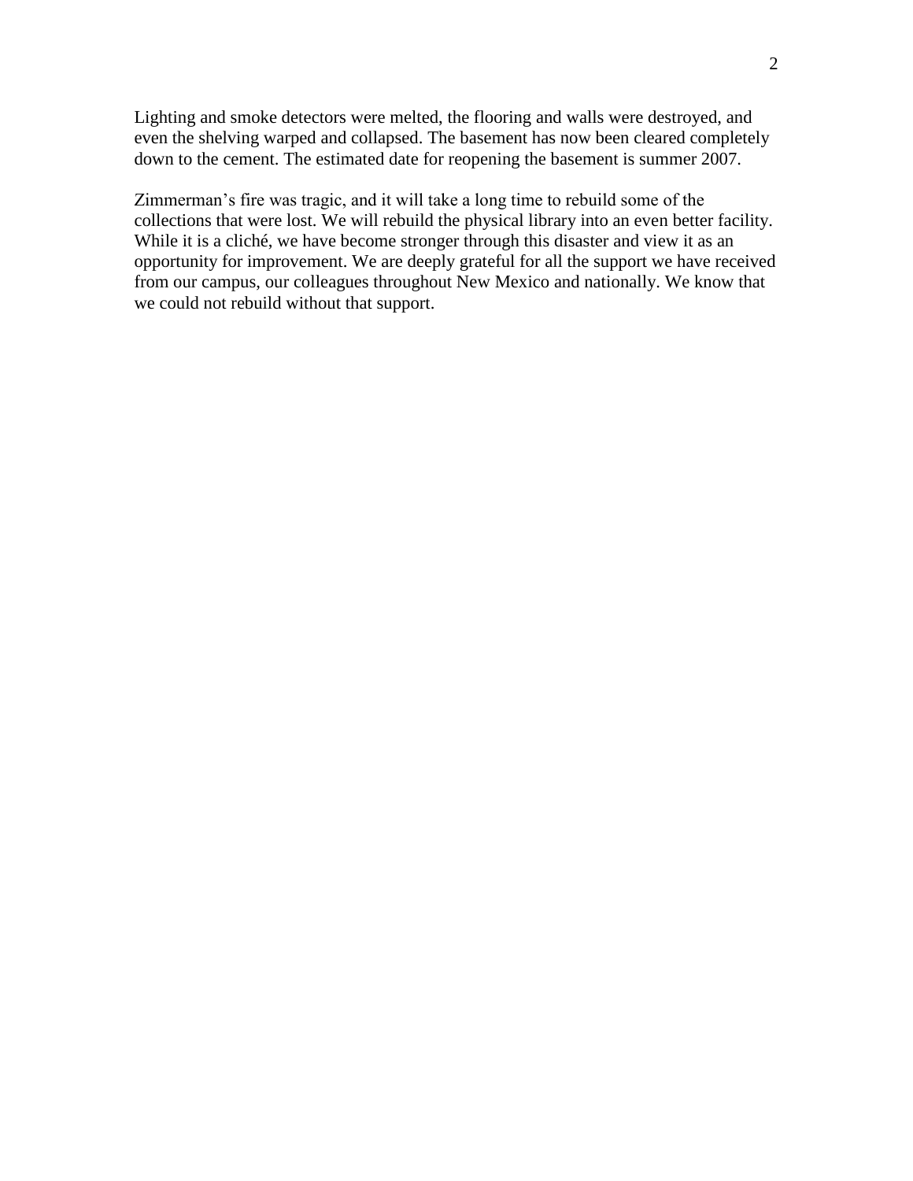Lighting and smoke detectors were melted, the flooring and walls were destroyed, and even the shelving warped and collapsed. The basement has now been cleared completely down to the cement. The estimated date for reopening the basement is summer 2007.

Zimmerman's fire was tragic, and it will take a long time to rebuild some of the collections that were lost. We will rebuild the physical library into an even better facility. While it is a cliché, we have become stronger through this disaster and view it as an opportunity for improvement. We are deeply grateful for all the support we have received from our campus, our colleagues throughout New Mexico and nationally. We know that we could not rebuild without that support.